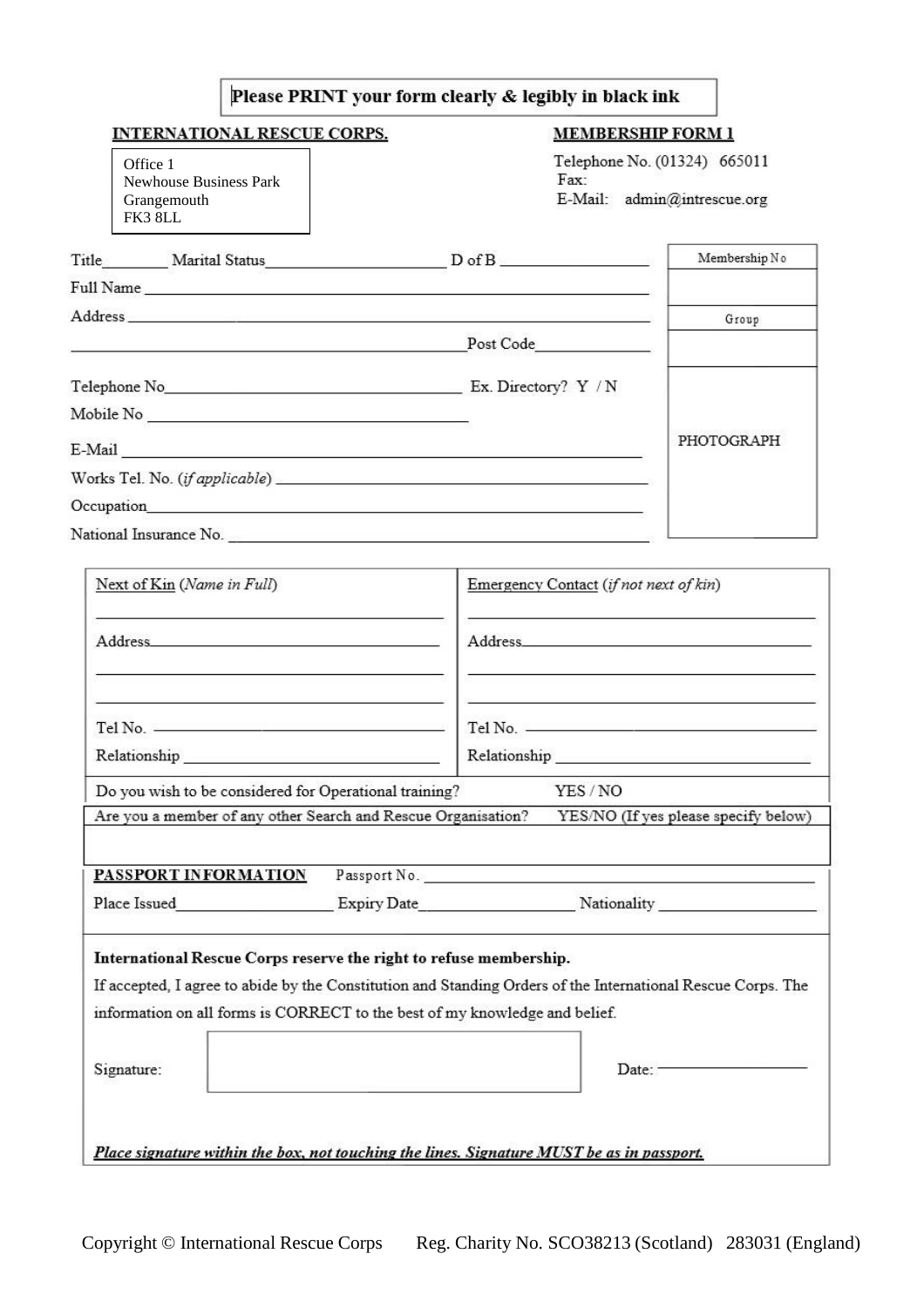**Please PRINT your form clearly & legibly in black ink**

**INTERNATIONAL RESCUE CORPS.**

Office 1
Newhouse Business Park
Grangemouth
FK3 8LL

**MEMBERSHIP FORM 1**

Telephone No. (01324) 665011
Fax:
E-Mail: admin@intrescue.org

Title________ Marital Status______________________ D of B __________________

Full Name ____________________________________________________________

Address ______________________________________________________________

_________________________________________________ Post Code______________

Telephone No_________________________________ Ex. Directory? Y / N

Mobile No ____________________________________

E-Mail _______________________________________________________________

Works Tel. No. (*if applicable*) _________________________________________

Occupation___________________________________________________________

National Insurance No. ________________________________________________

| Membership No |
|---|
| |
| Group |
| |
| PHOTOGRAPH |

| Next of Kin (*Name in Full*) | Emergency Contact (*if not next of kin*) |
|---|---|
| ______________________________ | ______________________________ |
| Address______________________ | Address______________________ |
| ______________________________ | ______________________________ |
| ______________________________ | ______________________________ |
| Tel No. ______________________ | Tel No. ______________________ |
| Relationship _________________ | Relationship _________________ |

Do you wish to be considered for Operational training? YES / NO

Are you a member of any other Search and Rescue Organisation? YES/NO (If yes please specify below)

**PASSPORT INFORMATION** Passport No. ________________________________________

Place Issued__________________ Expiry Date__________________ Nationality __________________

**International Rescue Corps reserve the right to refuse membership.**

If accepted, I agree to abide by the Constitution and Standing Orders of the International Rescue Corps. The information on all forms is CORRECT to the best of my knowledge and belief.

Signature: [ ] Date: __________________

***Place signature within the box, not touching the lines. Signature MUST be as in passport.***

Copyright © International Rescue Corps Reg. Charity No. SCO38213 (Scotland) 283031 (England)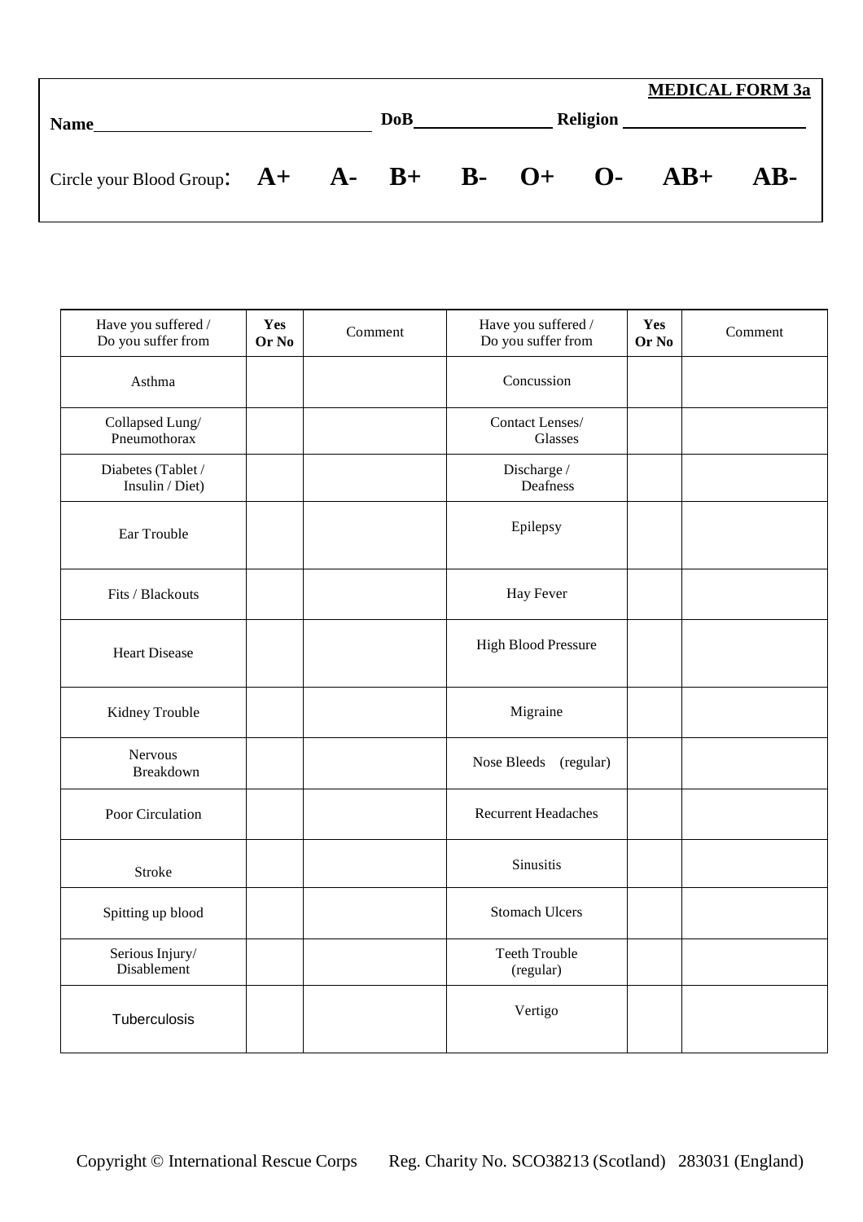**MEDICAL FORM 3a**

**Name**\_\_\_\_\_\_\_\_\_\_\_\_\_\_\_\_\_\_\_\_\_\_\_\_\_\_\_\_\_\_ **DoB**\_\_\_\_\_\_\_\_\_\_\_\_\_\_\_ **Religion** \_\_\_\_\_\_\_\_\_\_\_\_\_\_\_\_\_\_\_\_

Circle your Blood Group: **A+ A- B+ B- O+ O- AB+ AB-**

| Have you suffered / Do you suffer from | Yes Or No | Comment | Have you suffered / Do you suffer from | Yes Or No | Comment |
|---|---|---|---|---|---|
| Asthma | | | Concussion | | |
| Collapsed Lung/ Pneumothorax | | | Contact Lenses/ Glasses | | |
| Diabetes (Tablet / Insulin / Diet) | | | Discharge / Deafness | | |
| Ear Trouble | | | Epilepsy | | |
| Fits / Blackouts | | | Hay Fever | | |
| Heart Disease | | | High Blood Pressure | | |
| Kidney Trouble | | | Migraine | | |
| Nervous Breakdown | | | Nose Bleeds (regular) | | |
| Poor Circulation | | | Recurrent Headaches | | |
| Stroke | | | Sinusitis | | |
| Spitting up blood | | | Stomach Ulcers | | |
| Serious Injury/ Disablement | | | Teeth Trouble (regular) | | |
| Tuberculosis | | | Vertigo | | |

Copyright © International Rescue Corps Reg. Charity No. SCO38213 (Scotland) 283031 (England)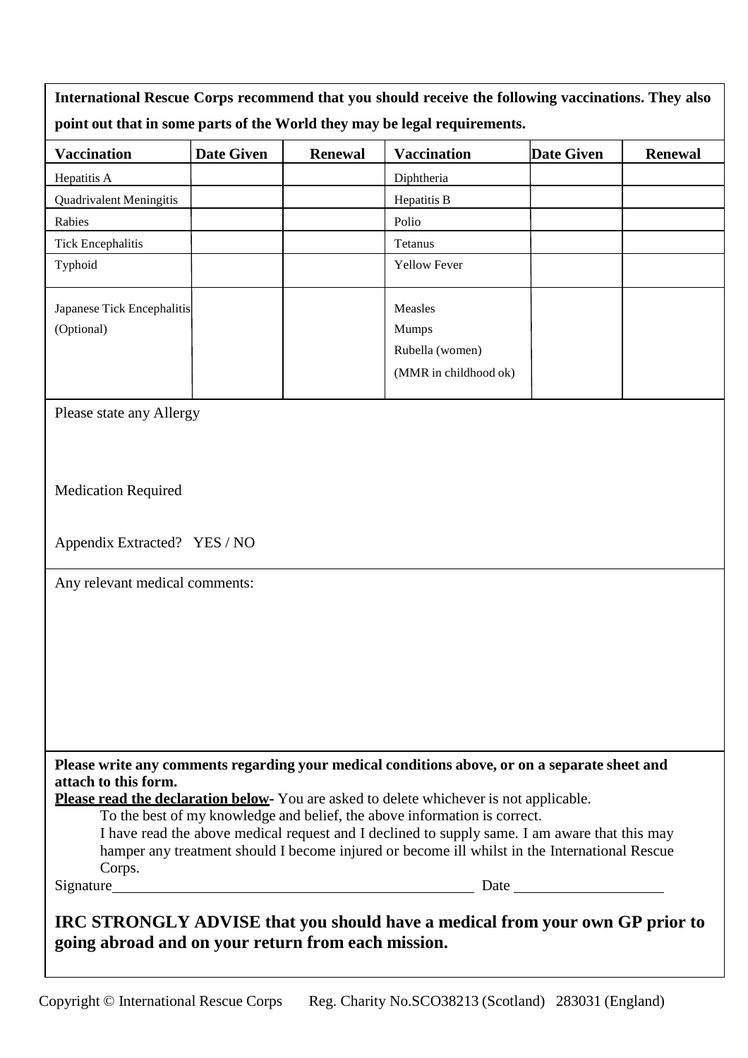**International Rescue Corps recommend that you should receive the following vaccinations. They also point out that in some parts of the World they may be legal requirements.**

| Vaccination | Date Given | Renewal | Vaccination | Date Given | Renewal |
|---|---|---|---|---|---|
| Hepatitis A | | | Diphtheria | | |
| Quadrivalent Meningitis | | | Hepatitis B | | |
| Rabies | | | Polio | | |
| Tick Encephalitis | | | Tetanus | | |
| Typhoid | | | Yellow Fever | | |
| Japanese Tick Encephalitis (Optional) | | | Measles Mumps Rubella (women) (MMR in childhood ok) | | |

Please state any Allergy

Medication Required

Appendix Extracted? YES / NO

Any relevant medical comments:

**Please write any comments regarding your medical conditions above, or on a separate sheet and attach to this form.**

**Please read the declaration below**- You are asked to delete whichever is not applicable.

To the best of my knowledge and belief, the above information is correct.

I have read the above medical request and I declined to supply same. I am aware that this may hamper any treatment should I become injured or become ill whilst in the International Rescue Corps.

Signature\_\_\_\_\_\_\_\_\_\_\_\_\_\_\_\_\_\_\_\_\_\_\_\_\_\_\_\_\_\_\_\_\_\_\_\_\_\_\_\_ Date \_\_\_\_\_\_\_\_\_\_\_\_\_\_\_\_\_\_

**IRC STRONGLY ADVISE that you should have a medical from your own GP prior to going abroad and on your return from each mission.**

Copyright © International Rescue Corps Reg. Charity No.SCO38213 (Scotland) 283031 (England)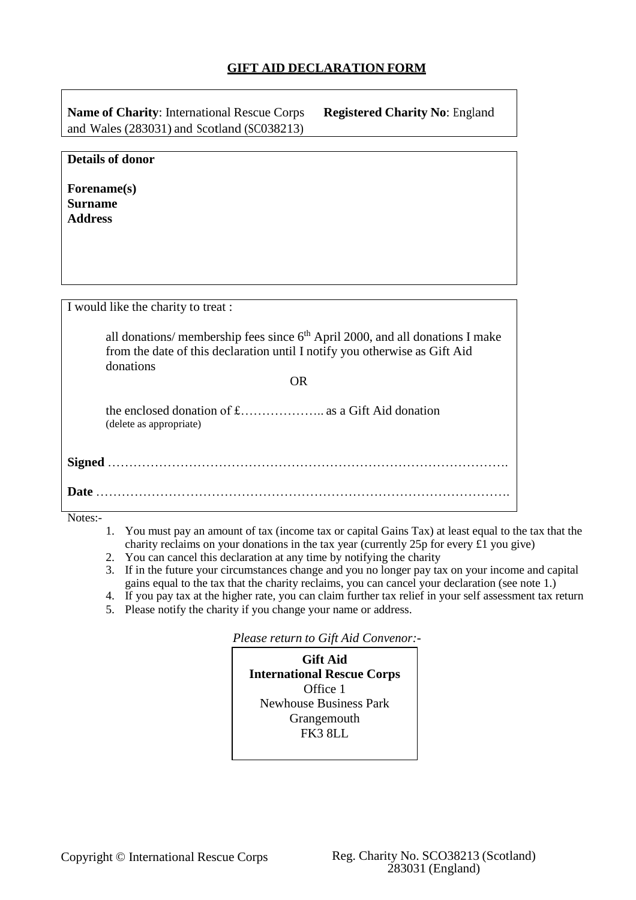# GIFT AID DECLARATION FORM

**Name of Charity**: International Rescue Corps **Registered Charity No**: England and Wales (283031) and Scotland (SC038213)

**Details of donor**

**Forename(s)**
**Surname**
**Address**

I would like the charity to treat :

all donations/ membership fees since 6th April 2000, and all donations I make from the date of this declaration until I notify you otherwise as Gift Aid donations

OR

the enclosed donation of £……………….. as a Gift Aid donation
(delete as appropriate)

**Signed** ……………………………………………………………………………….

**Date** ……………………………………………………………………………………….

Notes:-

1. You must pay an amount of tax (income tax or capital Gains Tax) at least equal to the tax that the charity reclaims on your donations in the tax year (currently 25p for every £1 you give)
2. You can cancel this declaration at any time by notifying the charity
3. If in the future your circumstances change and you no longer pay tax on your income and capital gains equal to the tax that the charity reclaims, you can cancel your declaration (see note 1.)
4. If you pay tax at the higher rate, you can claim further tax relief in your self assessment tax return
5. Please notify the charity if you change your name or address.

*Please return to Gift Aid Convenor:-*

**Gift Aid**
**International Rescue Corps**
Office 1
Newhouse Business Park
Grangemouth
FK3 8LL

Copyright © International Rescue Corps

Reg. Charity No. SCO38213 (Scotland)
283031 (England)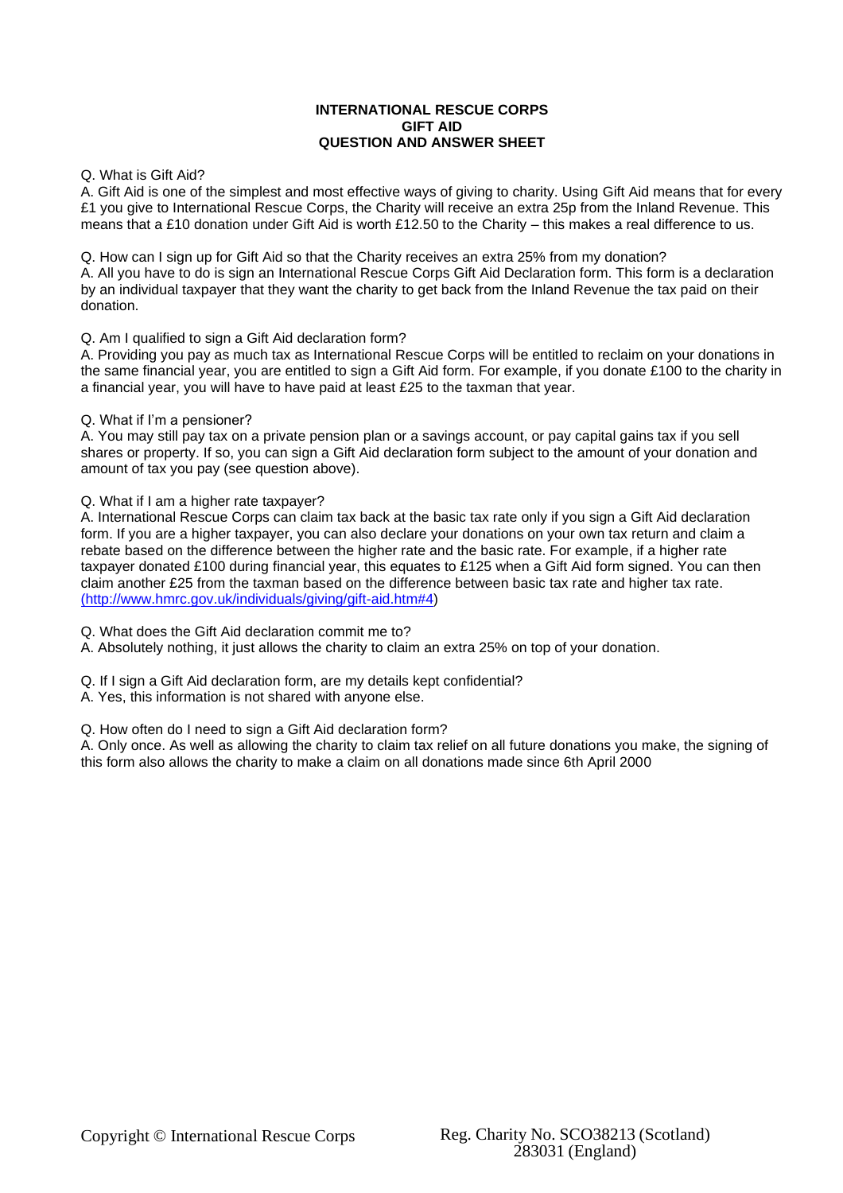**INTERNATIONAL RESCUE CORPS**
**GIFT AID**
**QUESTION AND ANSWER SHEET**

Q. What is Gift Aid?
A. Gift Aid is one of the simplest and most effective ways of giving to charity. Using Gift Aid means that for every £1 you give to International Rescue Corps, the Charity will receive an extra 25p from the Inland Revenue. This means that a £10 donation under Gift Aid is worth £12.50 to the Charity – this makes a real difference to us.

Q. How can I sign up for Gift Aid so that the Charity receives an extra 25% from my donation?
A. All you have to do is sign an International Rescue Corps Gift Aid Declaration form. This form is a declaration by an individual taxpayer that they want the charity to get back from the Inland Revenue the tax paid on their donation.

Q. Am I qualified to sign a Gift Aid declaration form?
A. Providing you pay as much tax as International Rescue Corps will be entitled to reclaim on your donations in the same financial year, you are entitled to sign a Gift Aid form. For example, if you donate £100 to the charity in a financial year, you will have to have paid at least £25 to the taxman that year.

Q. What if I'm a pensioner?
A. You may still pay tax on a private pension plan or a savings account, or pay capital gains tax if you sell shares or property. If so, you can sign a Gift Aid declaration form subject to the amount of your donation and amount of tax you pay (see question above).

Q. What if I am a higher rate taxpayer?
A. International Rescue Corps can claim tax back at the basic tax rate only if you sign a Gift Aid declaration form. If you are a higher taxpayer, you can also declare your donations on your own tax return and claim a rebate based on the difference between the higher rate and the basic rate. For example, if a higher rate taxpayer donated £100 during financial year, this equates to £125 when a Gift Aid form signed. You can then claim another £25 from the taxman based on the difference between basic tax rate and higher tax rate. (http://www.hmrc.gov.uk/individuals/giving/gift-aid.htm#4)

Q. What does the Gift Aid declaration commit me to?
A. Absolutely nothing, it just allows the charity to claim an extra 25% on top of your donation.

Q. If I sign a Gift Aid declaration form, are my details kept confidential?
A. Yes, this information is not shared with anyone else.

Q. How often do I need to sign a Gift Aid declaration form?
A. Only once. As well as allowing the charity to claim tax relief on all future donations you make, the signing of this form also allows the charity to make a claim on all donations made since 6th April 2000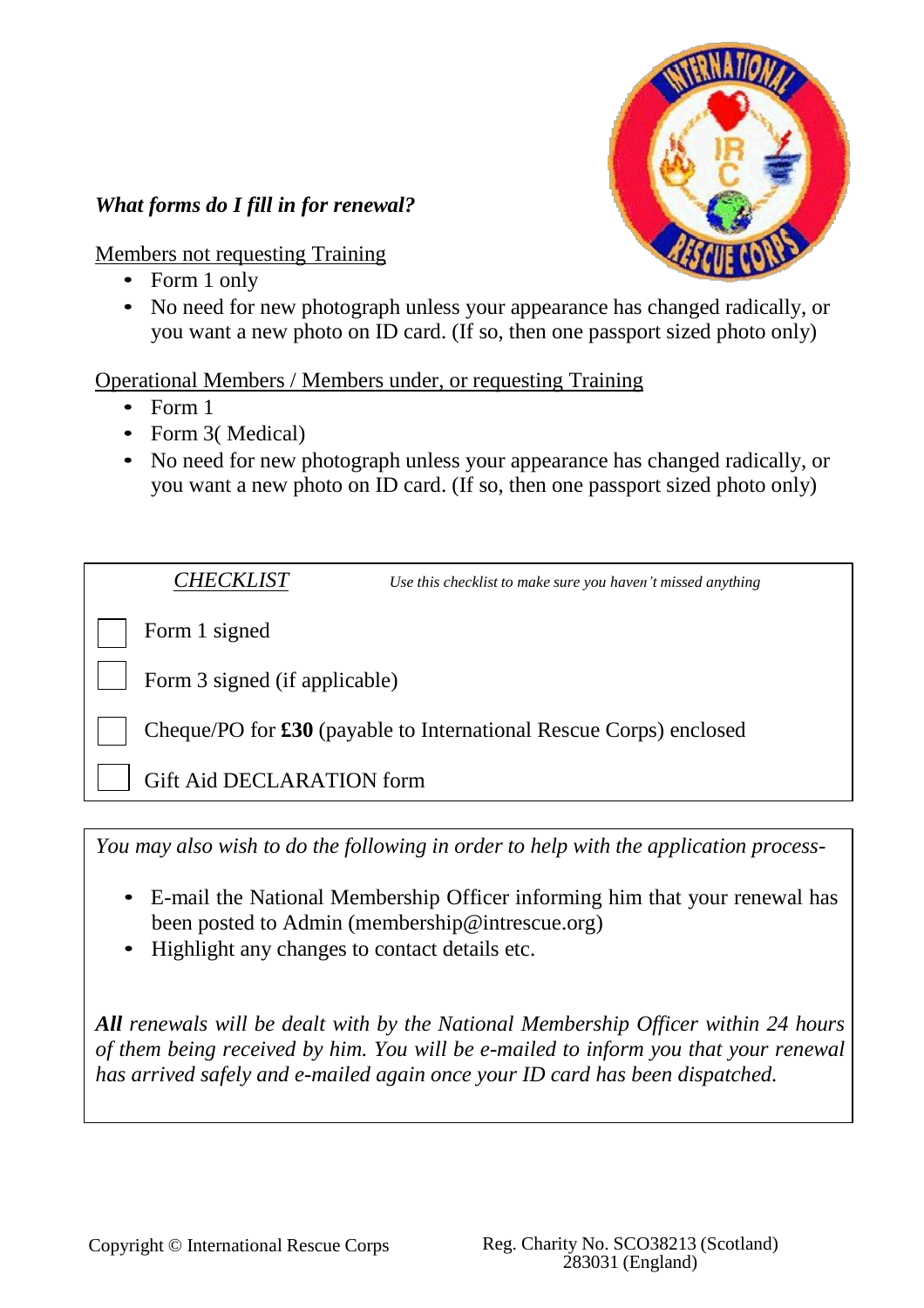***What forms do I fill in for renewal?***

Members not requesting Training

- Form 1 only
- No need for new photograph unless your appearance has changed radically, or you want a new photo on ID card. (If so, then one passport sized photo only)

Operational Members / Members under, or requesting Training

- Form 1
- Form 3( Medical)
- No need for new photograph unless your appearance has changed radically, or you want a new photo on ID card. (If so, then one passport sized photo only)

*CHECKLIST* *Use this checklist to make sure you haven't missed anything*

- [ ] Form 1 signed
- [ ] Form 3 signed (if applicable)
- [ ] Cheque/PO for **£30** (payable to International Rescue Corps) enclosed
- [ ] Gift Aid DECLARATION form

*You may also wish to do the following in order to help with the application process-*

- E-mail the National Membership Officer informing him that your renewal has been posted to Admin (membership@intrescue.org)
- Highlight any changes to contact details etc.

***All*** *renewals will be dealt with by the National Membership Officer within 24 hours of them being received by him. You will be e-mailed to inform you that your renewal has arrived safely and e-mailed again once your ID card has been dispatched.*

Copyright © International Rescue Corps

Reg. Charity No. SCO38213 (Scotland) 283031 (England)